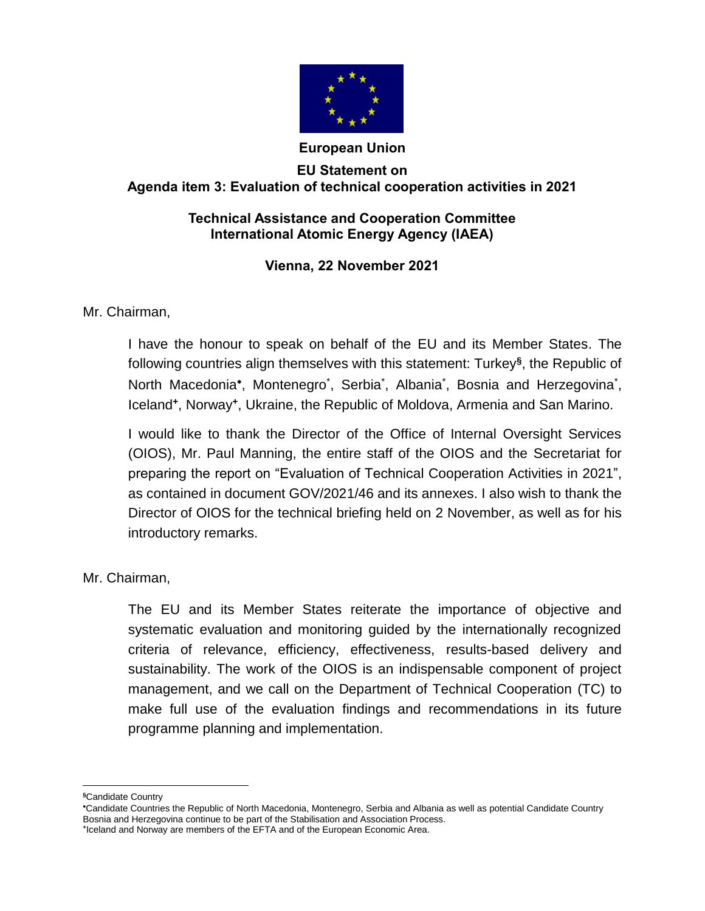**European Union**

**EU Statement on**
**Agenda item 3: Evaluation of technical cooperation activities in 2021**

**Technical Assistance and Cooperation Committee**
**International Atomic Energy Agency (IAEA)**

**Vienna, 22 November 2021**

Mr. Chairman,

I have the honour to speak on behalf of the EU and its Member States. The following countries align themselves with this statement: Turkey[§], the Republic of North Macedonia[•], Montenegro[*], Serbia[*], Albania[*], Bosnia and Herzegovina[*], Iceland[+], Norway[+], Ukraine, the Republic of Moldova, Armenia and San Marino.

I would like to thank the Director of the Office of Internal Oversight Services (OIOS), Mr. Paul Manning, the entire staff of the OIOS and the Secretariat for preparing the report on "Evaluation of Technical Cooperation Activities in 2021", as contained in document GOV/2021/46 and its annexes. I also wish to thank the Director of OIOS for the technical briefing held on 2 November, as well as for his introductory remarks.

Mr. Chairman,

The EU and its Member States reiterate the importance of objective and systematic evaluation and monitoring guided by the internationally recognized criteria of relevance, efficiency, effectiveness, results-based delivery and sustainability. The work of the OIOS is an indispensable component of project management, and we call on the Department of Technical Cooperation (TC) to make full use of the evaluation findings and recommendations in its future programme planning and implementation.

---

[§] Candidate Country

[•] Candidate Countries the Republic of North Macedonia, Montenegro, Serbia and Albania as well as potential Candidate Country Bosnia and Herzegovina continue to be part of the Stabilisation and Association Process.

[+] Iceland and Norway are members of the EFTA and of the European Economic Area.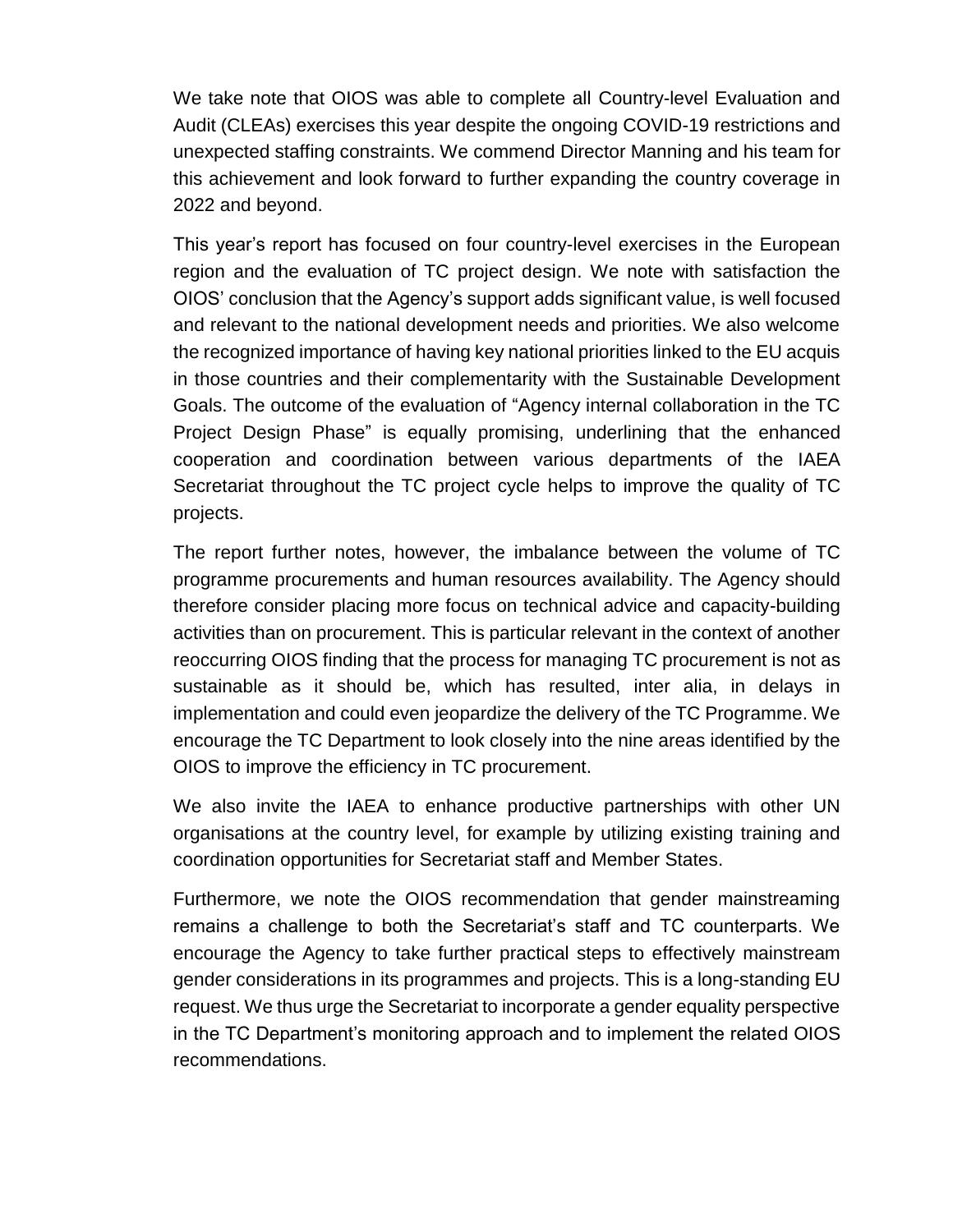We take note that OIOS was able to complete all Country-level Evaluation and Audit (CLEAs) exercises this year despite the ongoing COVID-19 restrictions and unexpected staffing constraints. We commend Director Manning and his team for this achievement and look forward to further expanding the country coverage in 2022 and beyond.

This year's report has focused on four country-level exercises in the European region and the evaluation of TC project design. We note with satisfaction the OIOS' conclusion that the Agency's support adds significant value, is well focused and relevant to the national development needs and priorities. We also welcome the recognized importance of having key national priorities linked to the EU acquis in those countries and their complementarity with the Sustainable Development Goals. The outcome of the evaluation of "Agency internal collaboration in the TC Project Design Phase" is equally promising, underlining that the enhanced cooperation and coordination between various departments of the IAEA Secretariat throughout the TC project cycle helps to improve the quality of TC projects.

The report further notes, however, the imbalance between the volume of TC programme procurements and human resources availability. The Agency should therefore consider placing more focus on technical advice and capacity-building activities than on procurement. This is particular relevant in the context of another reoccurring OIOS finding that the process for managing TC procurement is not as sustainable as it should be, which has resulted, inter alia, in delays in implementation and could even jeopardize the delivery of the TC Programme. We encourage the TC Department to look closely into the nine areas identified by the OIOS to improve the efficiency in TC procurement.

We also invite the IAEA to enhance productive partnerships with other UN organisations at the country level, for example by utilizing existing training and coordination opportunities for Secretariat staff and Member States.

Furthermore, we note the OIOS recommendation that gender mainstreaming remains a challenge to both the Secretariat's staff and TC counterparts. We encourage the Agency to take further practical steps to effectively mainstream gender considerations in its programmes and projects. This is a long-standing EU request. We thus urge the Secretariat to incorporate a gender equality perspective in the TC Department's monitoring approach and to implement the related OIOS recommendations.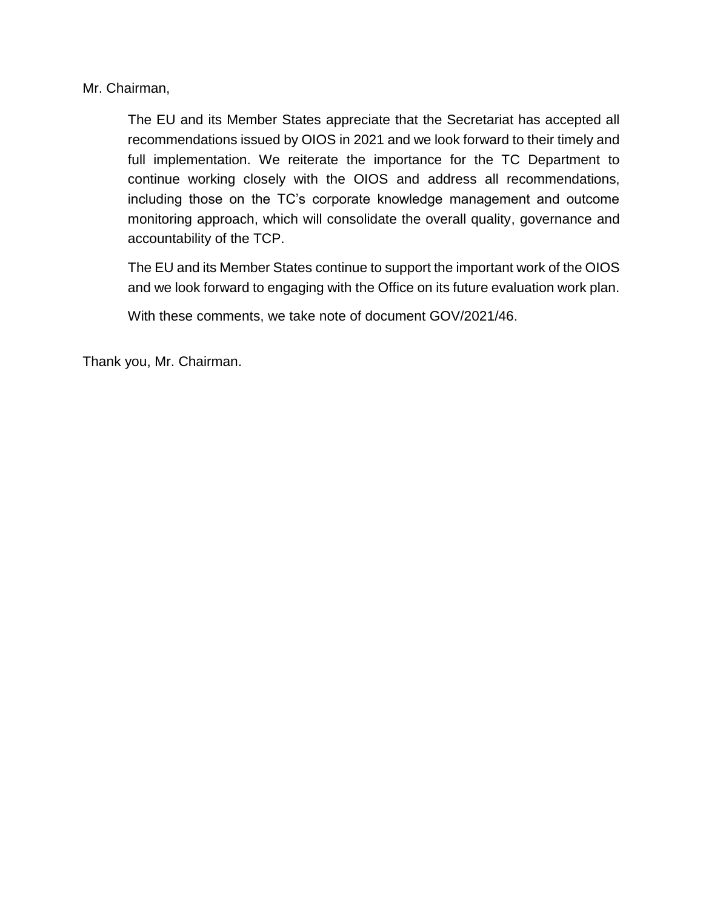Mr. Chairman,

The EU and its Member States appreciate that the Secretariat has accepted all recommendations issued by OIOS in 2021 and we look forward to their timely and full implementation. We reiterate the importance for the TC Department to continue working closely with the OIOS and address all recommendations, including those on the TC's corporate knowledge management and outcome monitoring approach, which will consolidate the overall quality, governance and accountability of the TCP.

The EU and its Member States continue to support the important work of the OIOS and we look forward to engaging with the Office on its future evaluation work plan.

With these comments, we take note of document GOV/2021/46.

Thank you, Mr. Chairman.